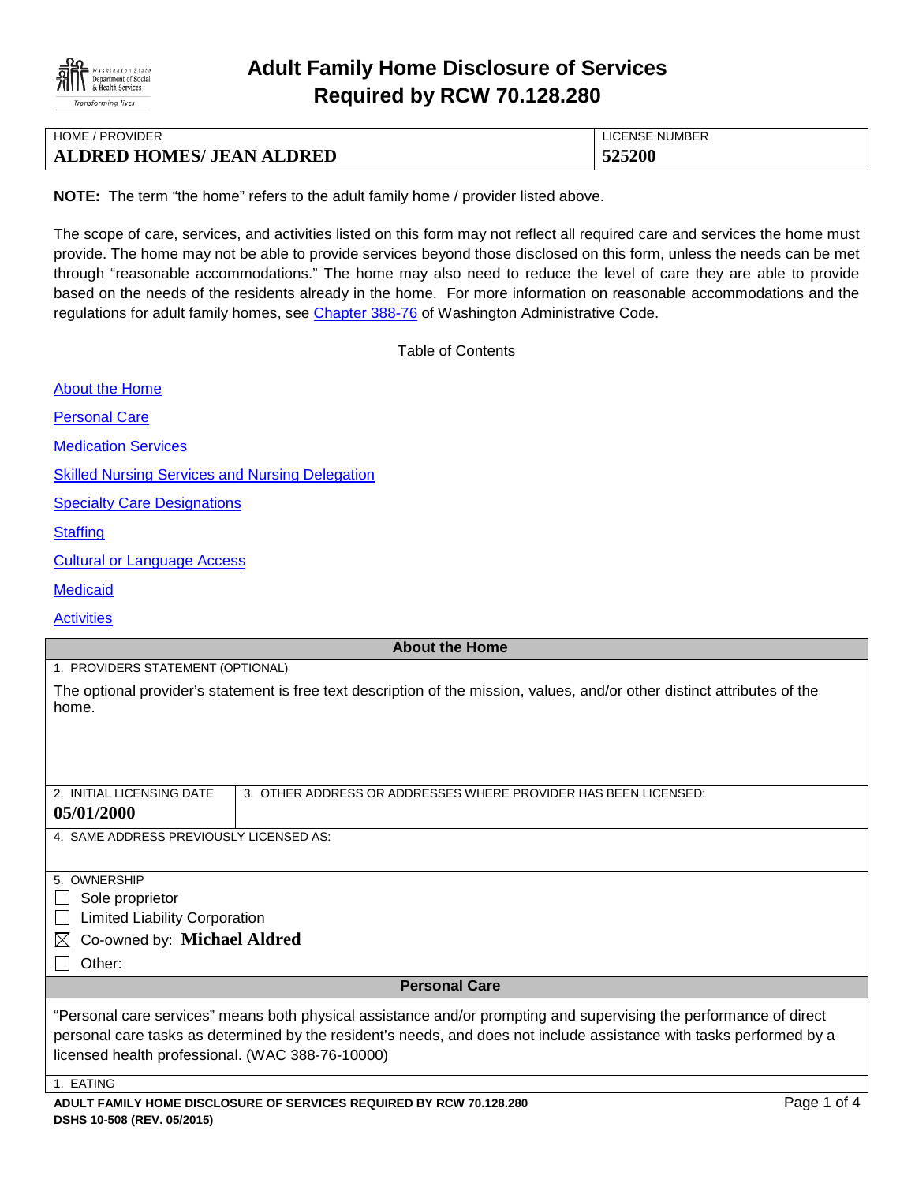# Adult Family Home Disclosure of Services Required by RCW 70.128.280

| HOME / PROVIDER | LICENSE NUMBER |
| --- | --- |
| **ALDRED HOMES/ JEAN ALDRED** | **525200** |

**NOTE:** The term "the home" refers to the adult family home / provider listed above.

The scope of care, services, and activities listed on this form may not reflect all required care and services the home must provide. The home may not be able to provide services beyond those disclosed on this form, unless the needs can be met through "reasonable accommodations." The home may also need to reduce the level of care they are able to provide based on the needs of the residents already in the home. For more information on reasonable accommodations and the regulations for adult family homes, see Chapter 388-76 of Washington Administrative Code.

Table of Contents

- About the Home
- Personal Care
- Medication Services
- Skilled Nursing Services and Nursing Delegation
- Specialty Care Designations
- Staffing
- Cultural or Language Access
- Medicaid
- Activities

## About the Home

1. PROVIDERS STATEMENT (OPTIONAL)

The optional provider's statement is free text description of the mission, values, and/or other distinct attributes of the home.

| 2. INITIAL LICENSING DATE | 3. OTHER ADDRESS OR ADDRESSES WHERE PROVIDER HAS BEEN LICENSED: |
| --- | --- |
| **05/01/2000** | |

4. SAME ADDRESS PREVIOUSLY LICENSED AS:

5. OWNERSHIP

- ☐ Sole proprietor
- ☐ Limited Liability Corporation
- ☒ Co-owned by: **Michael Aldred**
- ☐ Other:

## Personal Care

"Personal care services" means both physical assistance and/or prompting and supervising the performance of direct personal care tasks as determined by the resident's needs, and does not include assistance with tasks performed by a licensed health professional. (WAC 388-76-10000)

1. EATING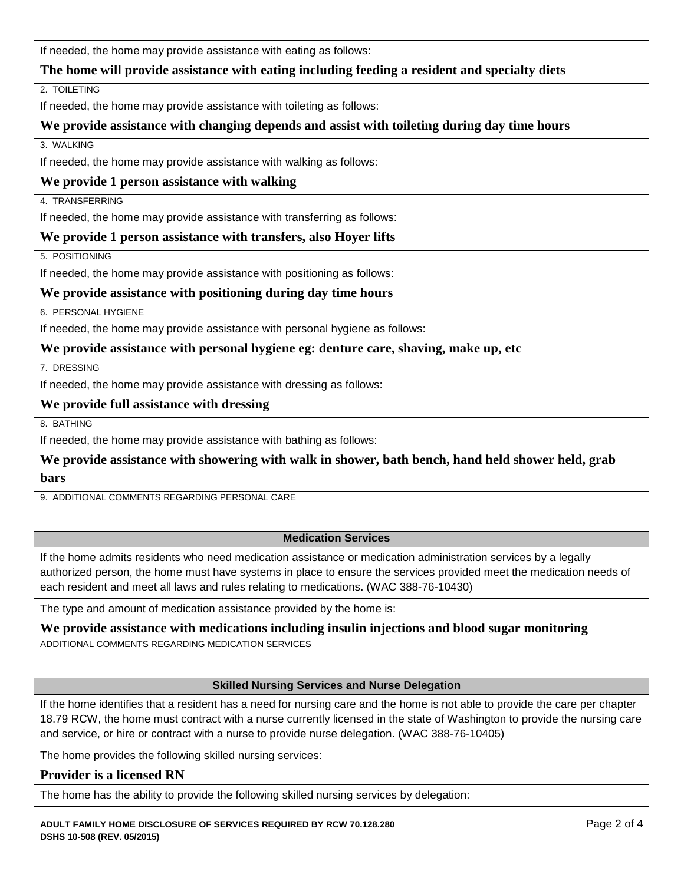If needed, the home may provide assistance with eating as follows:

**The home will provide assistance with eating including feeding a resident and specialty diets**

2. TOILETING

If needed, the home may provide assistance with toileting as follows:

**We provide assistance with changing depends and assist with toileting during day time hours**

3. WALKING

If needed, the home may provide assistance with walking as follows:

**We provide 1 person assistance with walking**

4. TRANSFERRING

If needed, the home may provide assistance with transferring as follows:

**We provide 1 person assistance with transfers, also Hoyer lifts**

5. POSITIONING

If needed, the home may provide assistance with positioning as follows:

**We provide assistance with positioning during day time hours**

6. PERSONAL HYGIENE

If needed, the home may provide assistance with personal hygiene as follows:

**We provide assistance with personal hygiene eg: denture care, shaving, make up, etc**

7. DRESSING

If needed, the home may provide assistance with dressing as follows:

**We provide full assistance with dressing**

8. BATHING

If needed, the home may provide assistance with bathing as follows:

**We provide assistance with showering with walk in shower, bath bench, hand held shower held, grab bars**

9. ADDITIONAL COMMENTS REGARDING PERSONAL CARE

## Medication Services

If the home admits residents who need medication assistance or medication administration services by a legally authorized person, the home must have systems in place to ensure the services provided meet the medication needs of each resident and meet all laws and rules relating to medications. (WAC 388-76-10430)

The type and amount of medication assistance provided by the home is:

**We provide assistance with medications including insulin injections and blood sugar monitoring**

ADDITIONAL COMMENTS REGARDING MEDICATION SERVICES

## Skilled Nursing Services and Nurse Delegation

If the home identifies that a resident has a need for nursing care and the home is not able to provide the care per chapter 18.79 RCW, the home must contract with a nurse currently licensed in the state of Washington to provide the nursing care and service, or hire or contract with a nurse to provide nurse delegation. (WAC 388-76-10405)

The home provides the following skilled nursing services:

**Provider is a licensed RN**

The home has the ability to provide the following skilled nursing services by delegation:

**ADULT FAMILY HOME DISCLOSURE OF SERVICES REQUIRED BY RCW 70.128.280**
**DSHS 10-508 (REV. 05/2015)**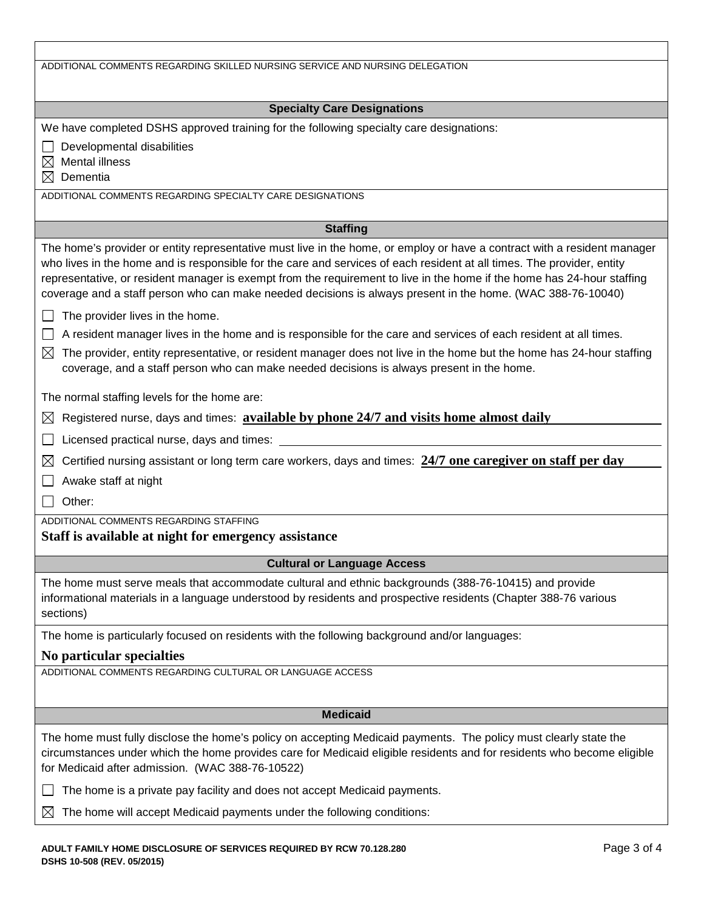ADDITIONAL COMMENTS REGARDING SKILLED NURSING SERVICE AND NURSING DELEGATION

## Specialty Care Designations

We have completed DSHS approved training for the following specialty care designations:

- ☐ Developmental disabilities
- ☒ Mental illness
- ☒ Dementia

ADDITIONAL COMMENTS REGARDING SPECIALTY CARE DESIGNATIONS

## Staffing

The home's provider or entity representative must live in the home, or employ or have a contract with a resident manager who lives in the home and is responsible for the care and services of each resident at all times. The provider, entity representative, or resident manager is exempt from the requirement to live in the home if the home has 24-hour staffing coverage and a staff person who can make needed decisions is always present in the home. (WAC 388-76-10040)

- ☐ The provider lives in the home.
- ☐ A resident manager lives in the home and is responsible for the care and services of each resident at all times.
- ☒ The provider, entity representative, or resident manager does not live in the home but the home has 24-hour staffing coverage, and a staff person who can make needed decisions is always present in the home.

The normal staffing levels for the home are:

- ☒ Registered nurse, days and times: **available by phone 24/7 and visits home almost daily**
- ☐ Licensed practical nurse, days and times:
- ☒ Certified nursing assistant or long term care workers, days and times: **24/7 one caregiver on staff per day**
- ☐ Awake staff at night
- ☐ Other:

ADDITIONAL COMMENTS REGARDING STAFFING

**Staff is available at night for emergency assistance**

## Cultural or Language Access

The home must serve meals that accommodate cultural and ethnic backgrounds (388-76-10415) and provide informational materials in a language understood by residents and prospective residents (Chapter 388-76 various sections)

The home is particularly focused on residents with the following background and/or languages:

**No particular specialties**

ADDITIONAL COMMENTS REGARDING CULTURAL OR LANGUAGE ACCESS

## Medicaid

The home must fully disclose the home's policy on accepting Medicaid payments. The policy must clearly state the circumstances under which the home provides care for Medicaid eligible residents and for residents who become eligible for Medicaid after admission. (WAC 388-76-10522)

- ☐ The home is a private pay facility and does not accept Medicaid payments.
- ☒ The home will accept Medicaid payments under the following conditions: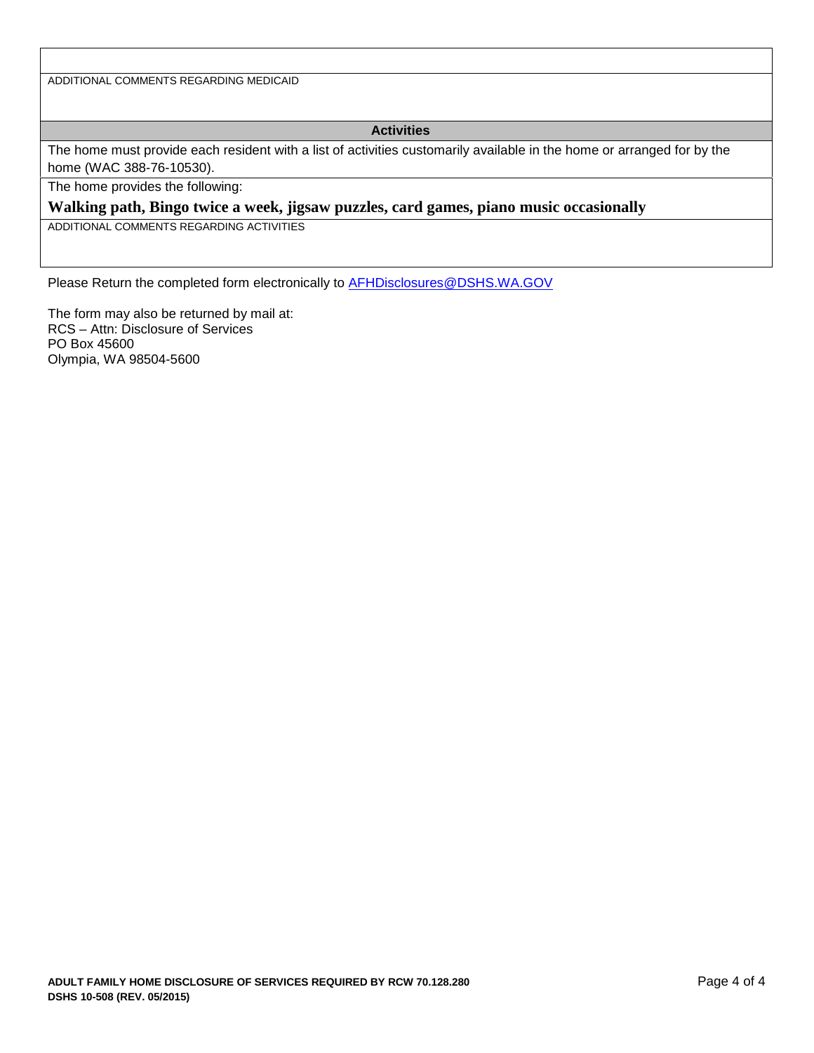ADDITIONAL COMMENTS REGARDING MEDICAID

## Activities

The home must provide each resident with a list of activities customarily available in the home or arranged for by the home (WAC 388-76-10530).

The home provides the following:

**Walking path, Bingo twice a week, jigsaw puzzles, card games, piano music occasionally**

ADDITIONAL COMMENTS REGARDING ACTIVITIES

Please Return the completed form electronically to AFHDisclosures@DSHS.WA.GOV

The form may also be returned by mail at:
RCS – Attn: Disclosure of Services
PO Box 45600
Olympia, WA 98504-5600